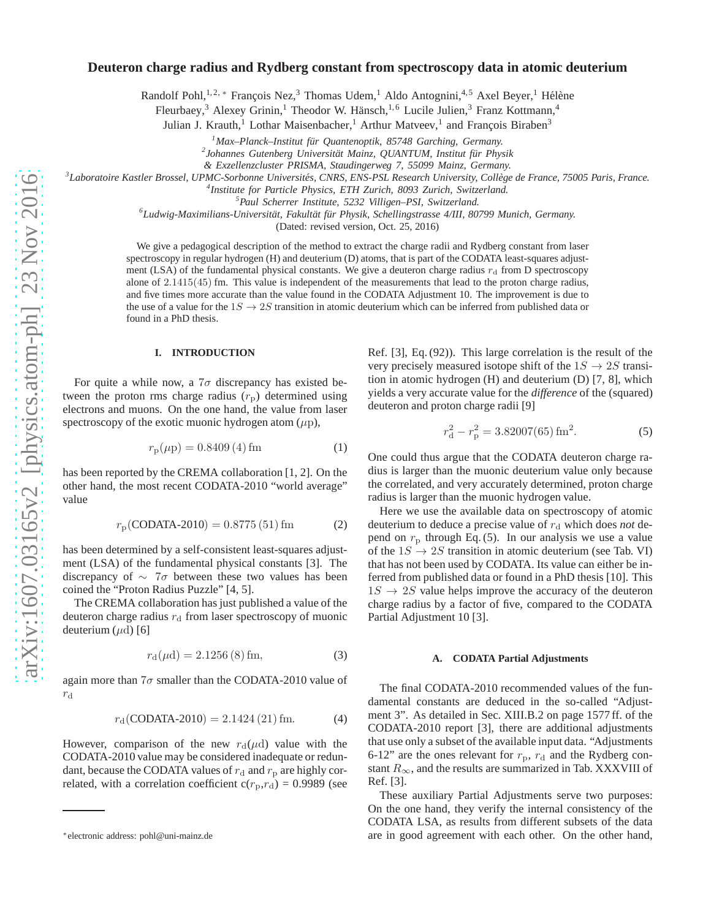# Deuteron charge radius and Rydberg constant from spectroscopy data in atomic deuterium

Randolf Pohl,[1,2,*] François Nez,[3] Thomas Udem,[1] Aldo Antognini,[4,5] Axel Beyer,[1] Hélène Fleurbaey,[3] Alexey Grinin,[1] Theodor W. Hänsch,[1,6] Lucile Julien,[3] Franz Kottmann,[4] Julian J. Krauth,[1] Lothar Maisenbacher,[1] Arthur Matveev,[1] and François Biraben[3]

[1] *Max–Planck–Institut für Quantenoptik, 85748 Garching, Germany.*
[2] *Johannes Gutenberg Universität Mainz, QUANTUM, Institut für Physik & Exzellenzcluster PRISMA, Staudingerweg 7, 55099 Mainz, Germany.*
[3] *Laboratoire Kastler Brossel, UPMC-Sorbonne Universités, CNRS, ENS-PSL Research University, Collège de France, 75005 Paris, France.*
[4] *Institute for Particle Physics, ETH Zurich, 8093 Zurich, Switzerland.*
[5] *Paul Scherrer Institute, 5232 Villigen–PSI, Switzerland.*
[6] *Ludwig-Maximilians-Universität, Fakultät für Physik, Schellingstrasse 4/III, 80799 Munich, Germany.*

(Dated: revised version, Oct. 25, 2016)

We give a pedagogical description of the method to extract the charge radii and Rydberg constant from laser spectroscopy in regular hydrogen (H) and deuterium (D) atoms, that is part of the CODATA least-squares adjustment (LSA) of the fundamental physical constants. We give a deuteron charge radius $r_\mathrm{d}$ from D spectroscopy alone of $2.1415(45)$ fm. This value is independent of the measurements that lead to the proton charge radius, and five times more accurate than the value found in the CODATA Adjustment 10. The improvement is due to the use of a value for the $1S \rightarrow 2S$ transition in atomic deuterium which can be inferred from published data or found in a PhD thesis.

## I. INTRODUCTION

For quite a while now, a $7\sigma$ discrepancy has existed between the proton rms charge radius ($r_\mathrm{p}$) determined using electrons and muons. On the one hand, the value from laser spectroscopy of the exotic muonic hydrogen atom ($\mu$p),

$$r_\mathrm{p}(\mu\mathrm{p}) = 0.8409\,(4)\,\mathrm{fm} \tag{1}$$

has been reported by the CREMA collaboration [1, 2]. On the other hand, the most recent CODATA-2010 "world average" value

$$r_\mathrm{p}(\mathrm{CODATA\text{-}2010}) = 0.8775\,(51)\,\mathrm{fm} \tag{2}$$

has been determined by a self-consistent least-squares adjustment (LSA) of the fundamental physical constants [3]. The discrepancy of $\sim 7\sigma$ between these two values has been coined the "Proton Radius Puzzle" [4, 5].

The CREMA collaboration has just published a value of the deuteron charge radius $r_\mathrm{d}$ from laser spectroscopy of muonic deuterium ($\mu$d) [6]

$$r_\mathrm{d}(\mu\mathrm{d}) = 2.1256\,(8)\,\mathrm{fm}, \tag{3}$$

again more than $7\sigma$ smaller than the CODATA-2010 value of $r_\mathrm{d}$

$$r_\mathrm{d}(\mathrm{CODATA\text{-}2010}) = 2.1424\,(21)\,\mathrm{fm}. \tag{4}$$

However, comparison of the new $r_\mathrm{d}(\mu\mathrm{d})$ value with the CODATA-2010 value may be considered inadequate or redundant, because the CODATA values of $r_\mathrm{d}$ and $r_\mathrm{p}$ are highly correlated, with a correlation coefficient c($r_\mathrm{p}$,$r_\mathrm{d}$) = 0.9989 (see Ref. [3], Eq. (92)). This large correlation is the result of the very precisely measured isotope shift of the $1S \rightarrow 2S$ transition in atomic hydrogen (H) and deuterium (D) [7, 8], which yields a very accurate value for the *difference* of the (squared) deuteron and proton charge radii [9]

$$r_\mathrm{d}^2 - r_\mathrm{p}^2 = 3.82007(65)\,\mathrm{fm}^2. \tag{5}$$

One could thus argue that the CODATA deuteron charge radius is larger than the muonic deuterium value only because the correlated, and very accurately determined, proton charge radius is larger than the muonic hydrogen value.

Here we use the available data on spectroscopy of atomic deuterium to deduce a precise value of $r_\mathrm{d}$ which does *not* depend on $r_\mathrm{p}$ through Eq. (5). In our analysis we use a value of the $1S \rightarrow 2S$ transition in atomic deuterium (see Tab. VI) that has not been used by CODATA. Its value can either be inferred from published data or found in a PhD thesis [10]. This $1S \rightarrow 2S$ value helps improve the accuracy of the deuteron charge radius by a factor of five, compared to the CODATA Partial Adjustment 10 [3].

### A. CODATA Partial Adjustments

The final CODATA-2010 recommended values of the fundamental constants are deduced in the so-called "Adjustment 3". As detailed in Sec. XIII.B.2 on page 1577 ff. of the CODATA-2010 report [3], there are additional adjustments that use only a subset of the available input data. "Adjustments 6-12" are the ones relevant for $r_\mathrm{p}$, $r_\mathrm{d}$ and the Rydberg constant $R_\infty$, and the results are summarized in Tab. XXXVIII of Ref. [3].

These auxiliary Partial Adjustments serve two purposes: On the one hand, they verify the internal consistency of the CODATA LSA, as results from different subsets of the data are in good agreement with each other. On the other hand,

*electronic address: pohl@uni-mainz.de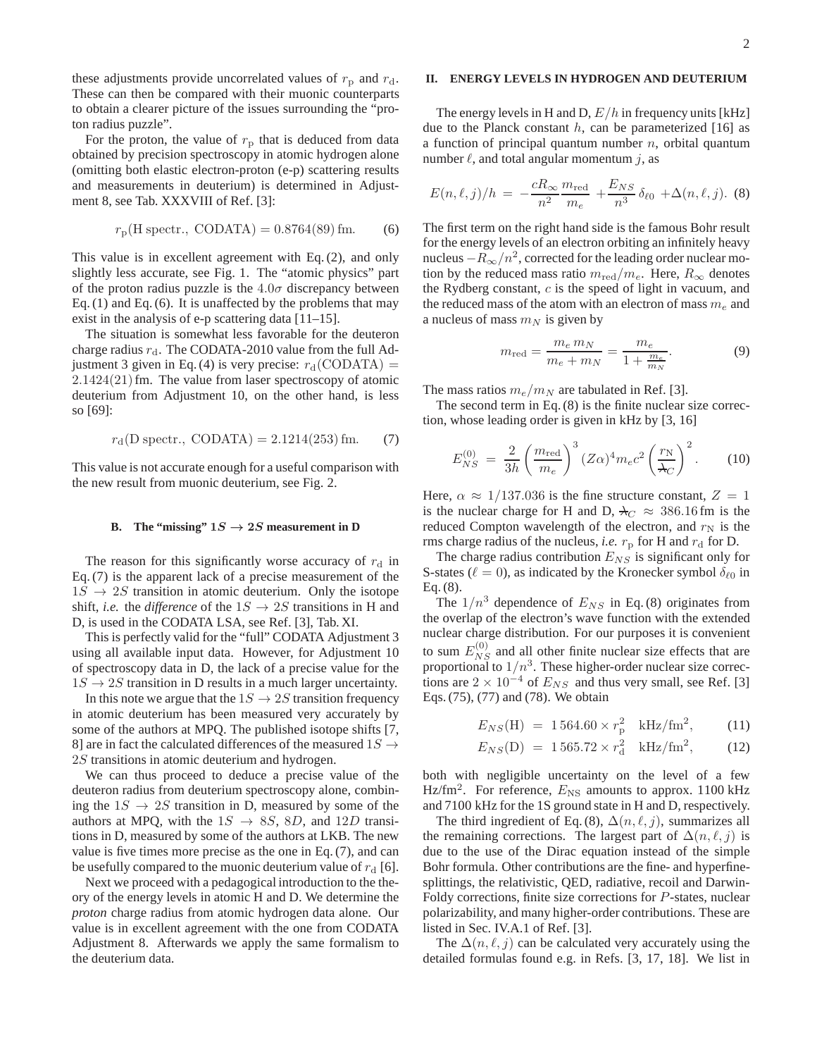these adjustments provide uncorrelated values of $r_\mathrm{p}$ and $r_\mathrm{d}$. These can then be compared with their muonic counterparts to obtain a clearer picture of the issues surrounding the "proton radius puzzle".

For the proton, the value of $r_\mathrm{p}$ that is deduced from data obtained by precision spectroscopy in atomic hydrogen alone (omitting both elastic electron-proton (e-p) scattering results and measurements in deuterium) is determined in Adjustment 8, see Tab. XXXVIII of Ref. [3]:

$$r_\mathrm{p}(\mathrm{H\ spectr.,\ CODATA}) = 0.8764(89)\,\mathrm{fm}. \qquad (6)$$

This value is in excellent agreement with Eq. (2), and only slightly less accurate, see Fig. 1. The "atomic physics" part of the proton radius puzzle is the $4.0\sigma$ discrepancy between Eq. (1) and Eq. (6). It is unaffected by the problems that may exist in the analysis of e-p scattering data [11–15].

The situation is somewhat less favorable for the deuteron charge radius $r_\mathrm{d}$. The CODATA-2010 value from the full Adjustment 3 given in Eq. (4) is very precise: $r_\mathrm{d}(\mathrm{CODATA}) = 2.1424(21)\,\mathrm{fm}$. The value from laser spectroscopy of atomic deuterium from Adjustment 10, on the other hand, is less so [69]:

$$r_\mathrm{d}(\mathrm{D\ spectr.,\ CODATA}) = 2.1214(253)\,\mathrm{fm}. \qquad (7)$$

This value is not accurate enough for a useful comparison with the new result from muonic deuterium, see Fig. 2.

### B. The "missing" $1S \to 2S$ measurement in D

The reason for this significantly worse accuracy of $r_\mathrm{d}$ in Eq. (7) is the apparent lack of a precise measurement of the $1S \to 2S$ transition in atomic deuterium. Only the isotope shift, *i.e.* the *difference* of the $1S \to 2S$ transitions in H and D, is used in the CODATA LSA, see Ref. [3], Tab. XI.

This is perfectly valid for the "full" CODATA Adjustment 3 using all available input data. However, for Adjustment 10 of spectroscopy data in D, the lack of a precise value for the $1S \to 2S$ transition in D results in a much larger uncertainty.

In this note we argue that the $1S \to 2S$ transition frequency in atomic deuterium has been measured very accurately by some of the authors at MPQ. The published isotope shifts [7, 8] are in fact the calculated differences of the measured $1S \to 2S$ transitions in atomic deuterium and hydrogen.

We can thus proceed to deduce a precise value of the deuteron radius from deuterium spectroscopy alone, combining the $1S \to 2S$ transition in D, measured by some of the authors at MPQ, with the $1S \to 8S$, $8D$, and $12D$ transitions in D, measured by some of the authors at LKB. The new value is five times more precise as the one in Eq. (7), and can be usefully compared to the muonic deuterium value of $r_\mathrm{d}$ [6].

Next we proceed with a pedagogical introduction to the theory of the energy levels in atomic H and D. We determine the *proton* charge radius from atomic hydrogen data alone. Our value is in excellent agreement with the one from CODATA Adjustment 8. Afterwards we apply the same formalism to the deuterium data.

## II. ENERGY LEVELS IN HYDROGEN AND DEUTERIUM

The energy levels in H and D, $E/h$ in frequency units [kHz] due to the Planck constant $h$, can be parameterized [16] as a function of principal quantum number $n$, orbital quantum number $\ell$, and total angular momentum $j$, as

$$E(n,\ell,j)/h \;=\; -\frac{cR_\infty}{n^2}\frac{m_\mathrm{red}}{m_e} \;+\frac{E_{NS}}{n^3}\,\delta_{\ell 0} \;+\Delta(n,\ell,j). \quad (8)$$

The first term on the right hand side is the famous Bohr result for the energy levels of an electron orbiting an infinitely heavy nucleus $-R_\infty/n^2$, corrected for the leading order nuclear motion by the reduced mass ratio $m_\mathrm{red}/m_e$. Here, $R_\infty$ denotes the Rydberg constant, $c$ is the speed of light in vacuum, and the reduced mass of the atom with an electron of mass $m_e$ and a nucleus of mass $m_N$ is given by

$$m_\mathrm{red} = \frac{m_e\, m_N}{m_e + m_N} = \frac{m_e}{1+\frac{m_e}{m_N}}. \qquad (9)$$

The mass ratios $m_e/m_N$ are tabulated in Ref. [3].

The second term in Eq. (8) is the finite nuclear size correction, whose leading order is given in kHz by [3, 16]

$$E_{NS}^{(0)} \;=\; \frac{2}{3h}\left(\frac{m_\mathrm{red}}{m_e}\right)^3 (Z\alpha)^4 m_e c^2 \left(\frac{r_\mathrm{N}}{\lambda\!\!\!^{-}_C}\right)^2. \qquad (10)$$

Here, $\alpha \approx 1/137.036$ is the fine structure constant, $Z = 1$ is the nuclear charge for H and D, $\lambda\!\!\!^{-}_C \approx 386.16\,\mathrm{fm}$ is the reduced Compton wavelength of the electron, and $r_\mathrm{N}$ is the rms charge radius of the nucleus, *i.e.* $r_\mathrm{p}$ for H and $r_\mathrm{d}$ for D.

The charge radius contribution $E_{NS}$ is significant only for S-states ($\ell = 0$), as indicated by the Kronecker symbol $\delta_{\ell 0}$ in Eq. (8).

The $1/n^3$ dependence of $E_{NS}$ in Eq. (8) originates from the overlap of the electron's wave function with the extended nuclear charge distribution. For our purposes it is convenient to sum $E_{NS}^{(0)}$ and all other finite nuclear size effects that are proportional to $1/n^3$. These higher-order nuclear size corrections are $2 \times 10^{-4}$ of $E_{NS}$ and thus very small, see Ref. [3] Eqs. (75), (77) and (78). We obtain

$$E_{NS}(\mathrm{H}) \;=\; 1\,564.60 \times r_\mathrm{p}^2 \quad \mathrm{kHz/fm}^2, \qquad (11)$$

$$E_{NS}(\mathrm{D}) \;=\; 1\,565.72 \times r_\mathrm{d}^2 \quad \mathrm{kHz/fm}^2, \qquad (12)$$

both with negligible uncertainty on the level of a few $\mathrm{Hz/fm}^2$. For reference, $E_\mathrm{NS}$ amounts to approx. 1100 kHz and 7100 kHz for the 1S ground state in H and D, respectively.

The third ingredient of Eq. (8), $\Delta(n,\ell,j)$, summarizes all the remaining corrections. The largest part of $\Delta(n,\ell,j)$ is due to the use of the Dirac equation instead of the simple Bohr formula. Other contributions are the fine- and hyperfine-splittings, the relativistic, QED, radiative, recoil and Darwin-Foldy corrections, finite size corrections for $P$-states, nuclear polarizability, and many higher-order contributions. These are listed in Sec. IV.A.1 of Ref. [3].

The $\Delta(n,\ell,j)$ can be calculated very accurately using the detailed formulas found e.g. in Refs. [3, 17, 18]. We list in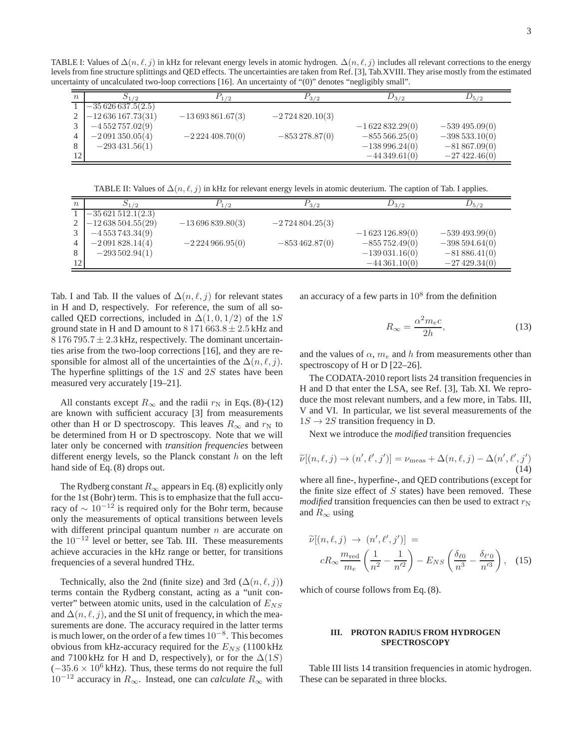TABLE I: Values of $\Delta(n,\ell,j)$ in kHz for relevant energy levels in atomic hydrogen. $\Delta(n,\ell,j)$ includes all relevant corrections to the energy levels from fine structure splittings and QED effects. The uncertainties are taken from Ref. [3], Tab.XVIII. They arise mostly from the estimated uncertainty of uncalculated two-loop corrections [16]. An uncertainty of "(0)" denotes "negligibly small".

| $n$ | $S_{1/2}$ | $P_{1/2}$ | $P_{3/2}$ | $D_{3/2}$ | $D_{5/2}$ |
|---|---|---|---|---|---|
| 1 | $-35\,626\,637.5(2.5)$ | | | | |
| 2 | $-12\,636\,167.73(31)$ | $-13\,693\,861.67(3)$ | $-2\,724\,820.10(3)$ | | |
| 3 | $-4\,552\,757.02(9)$ | | | $-1\,622\,832.29(0)$ | $-539\,495.09(0)$ |
| 4 | $-2\,091\,350.05(4)$ | $-2\,224\,408.70(0)$ | $-853\,278.87(0)$ | $-855\,566.25(0)$ | $-398\,533.10(0)$ |
| 8 | $-293\,431.56(1)$ | | | $-138\,996.24(0)$ | $-81\,867.09(0)$ |
| 12 | | | | $-44\,349.61(0)$ | $-27\,422.46(0)$ |

TABLE II: Values of $\Delta(n,\ell,j)$ in kHz for relevant energy levels in atomic deuterium. The caption of Tab. I applies.

| $n$ | $S_{1/2}$ | $P_{1/2}$ | $P_{3/2}$ | $D_{3/2}$ | $D_{5/2}$ |
|---|---|---|---|---|---|
| 1 | $-35\,621\,512.1(2.3)$ | | | | |
| 2 | $-12\,638\,504.55(29)$ | $-13\,696\,839.80(3)$ | $-2\,724\,804.25(3)$ | | |
| 3 | $-4\,553\,743.34(9)$ | | | $-1\,623\,126.89(0)$ | $-539\,493.99(0)$ |
| 4 | $-2\,091\,828.14(4)$ | $-2\,224\,966.95(0)$ | $-853\,462.87(0)$ | $-855\,752.49(0)$ | $-398\,594.64(0)$ |
| 8 | $-293\,502.94(1)$ | | | $-139\,031.16(0)$ | $-81\,886.41(0)$ |
| 12 | | | | $-44\,361.10(0)$ | $-27\,429.34(0)$ |

Tab. I and Tab. II the values of $\Delta(n,\ell,j)$ for relevant states in H and D, respectively. For reference, the sum of all so-called QED corrections, included in $\Delta(1,0,1/2)$ of the $1S$ ground state in H and D amount to $8\,171\,663.8 \pm 2.5$ kHz and $8\,176\,795.7 \pm 2.3$ kHz, respectively. The dominant uncertainties arise from the two-loop corrections [16], and they are responsible for almost all of the uncertainties of the $\Delta(n,\ell,j)$. The hyperfine splittings of the $1S$ and $2S$ states have been measured very accurately [19–21].

All constants except $R_\infty$ and the radii $r_{\rm N}$ in Eqs. (8)-(12) are known with sufficient accuracy [3] from measurements other than H or D spectroscopy. This leaves $R_\infty$ and $r_{\rm N}$ to be determined from H or D spectroscopy. Note that we will later only be concerned with *transition frequencies* between different energy levels, so the Planck constant $h$ on the left hand side of Eq. (8) drops out.

The Rydberg constant $R_\infty$ appears in Eq. (8) explicitly only for the 1st (Bohr) term. This is to emphasize that the full accuracy of $\sim 10^{-12}$ is required only for the Bohr term, because only the measurements of optical transitions between levels with different principal quantum number $n$ are accurate on the $10^{-12}$ level or better, see Tab. III. These measurements achieve accuracies in the kHz range or better, for transitions frequencies of a several hundred THz.

Technically, also the 2nd (finite size) and 3rd ($\Delta(n,\ell,j)$) terms contain the Rydberg constant, acting as a "unit converter" between atomic units, used in the calculation of $E_{NS}$ and $\Delta(n,\ell,j)$, and the SI unit of frequency, in which the measurements are done. The accuracy required in the latter terms is much lower, on the order of a few times $10^{-8}$. This becomes obvious from kHz-accuracy required for the $E_{NS}$ (1100 kHz and 7100 kHz for H and D, respectively), or for the $\Delta(1S)$ ($-35.6 \times 10^6$ kHz). Thus, these terms do not require the full $10^{-12}$ accuracy in $R_\infty$. Instead, one can *calculate* $R_\infty$ with an accuracy of a few parts in $10^8$ from the definition

$$R_\infty = \frac{\alpha^2 m_e c}{2h}, \tag{13}$$

and the values of $\alpha$, $m_e$ and $h$ from measurements other than spectroscopy of H or D [22–26].

The CODATA-2010 report lists 24 transition frequencies in H and D that enter the LSA, see Ref. [3], Tab. XI. We reproduce the most relevant numbers, and a few more, in Tabs. III, V and VI. In particular, we list several measurements of the $1S \to 2S$ transition frequency in D.

Next we introduce the *modified* transition frequencies

$$\widetilde{\nu}[(n,\ell,j) \to (n',\ell',j')] = \nu_{\rm meas} + \Delta(n,\ell,j) - \Delta(n',\ell',j') \tag{14}$$

where all fine-, hyperfine-, and QED contributions (except for the finite size effect of $S$ states) have been removed. These *modified* transition frequencies can then be used to extract $r_{\rm N}$ and $R_\infty$ using

$$\widetilde{\nu}[(n,\ell,j) \to (n',\ell',j')] = c R_\infty \frac{m_{\rm red}}{m_e}\left(\frac{1}{n^2} - \frac{1}{n'^2}\right) - E_{NS}\left(\frac{\delta_{\ell 0}}{n^3} - \frac{\delta_{\ell' 0}}{n'^3}\right), \tag{15}$$

which of course follows from Eq. (8).

## III. PROTON RADIUS FROM HYDROGEN SPECTROSCOPY

Table III lists 14 transition frequencies in atomic hydrogen. These can be separated in three blocks.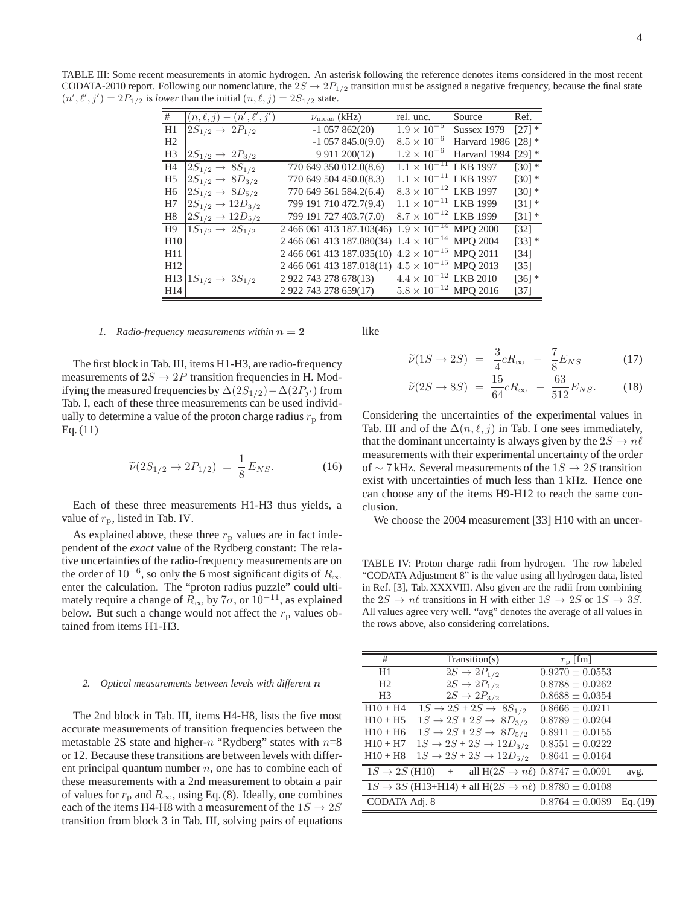TABLE III: Some recent measurements in atomic hydrogen. An asterisk following the reference denotes items considered in the most recent CODATA-2010 report. Following our nomenclature, the $2S \to 2P_{1/2}$ transition must be assigned a negative frequency, because the final state $(n', \ell', j') = 2P_{1/2}$ is *lower* than the initial $(n, \ell, j) = 2S_{1/2}$ state.

| # | $(n,\ell,j) - (n',\ell',j')$ | $\nu_{\rm meas}$ (kHz) | rel. unc. | Source | Ref. |
|---|---|---|---|---|---|
| H1 | $2S_{1/2} \to \; 2P_{1/2}$ | -1 057 862(20) | $1.9 \times 10^{-5}$ | Sussex 1979 | [27] * |
| H2 | | -1 057 845.0(9.0) | $8.5 \times 10^{-6}$ | Harvard 1986 | [28] * |
| H3 | $2S_{1/2} \to \; 2P_{3/2}$ | 9 911 200(12) | $1.2 \times 10^{-6}$ | Harvard 1994 | [29] * |
| H4 | $2S_{1/2} \to \; 8S_{1/2}$ | 770 649 350 012.0(8.6) | $1.1 \times 10^{-11}$ | LKB 1997 | [30] * |
| H5 | $2S_{1/2} \to \; 8D_{3/2}$ | 770 649 504 450.0(8.3) | $1.1 \times 10^{-11}$ | LKB 1997 | [30] * |
| H6 | $2S_{1/2} \to \; 8D_{5/2}$ | 770 649 561 584.2(6.4) | $8.3 \times 10^{-12}$ | LKB 1997 | [30] * |
| H7 | $2S_{1/2} \to 12D_{3/2}$ | 799 191 710 472.7(9.4) | $1.1 \times 10^{-11}$ | LKB 1999 | [31] * |
| H8 | $2S_{1/2} \to 12D_{5/2}$ | 799 191 727 403.7(7.0) | $8.7 \times 10^{-12}$ | LKB 1999 | [31] * |
| H9 | $1S_{1/2} \to \; 2S_{1/2}$ | 2 466 061 413 187.103(46) | $1.9 \times 10^{-14}$ | MPQ 2000 | [32] |
| H10 | | 2 466 061 413 187.080(34) | $1.4 \times 10^{-14}$ | MPQ 2004 | [33] * |
| H11 | | 2 466 061 413 187.035(10) | $4.2 \times 10^{-15}$ | MPQ 2011 | [34] |
| H12 | | 2 466 061 413 187.018(11) | $4.5 \times 10^{-15}$ | MPQ 2013 | [35] |
| H13 | $1S_{1/2} \to \; 3S_{1/2}$ | 2 922 743 278 678(13) | $4.4 \times 10^{-12}$ | LKB 2010 | [36] * |
| H14 | | 2 922 743 278 659(17) | $5.8 \times 10^{-12}$ | MPQ 2016 | [37] |

### 1. Radio-frequency measurements within $n = 2$

The first block in Tab. III, items H1-H3, are radio-frequency measurements of $2S \to 2P$ transition frequencies in H. Modifying the measured frequencies by $\Delta(2S_{1/2}) - \Delta(2P_{j'})$ from Tab. I, each of these three measurements can be used individually to determine a value of the proton charge radius $r_{\rm p}$ from Eq. (11)

$$\widetilde{\nu}(2S_{1/2} \to 2P_{1/2}) \;=\; \frac{1}{8}\, E_{NS}. \tag{16}$$

Each of these three measurements H1-H3 thus yields, a value of $r_{\rm p}$, listed in Tab. IV.

As explained above, these three $r_{\rm p}$ values are in fact independent of the *exact* value of the Rydberg constant: The relative uncertainties of the radio-frequency measurements are on the order of $10^{-6}$, so only the 6 most significant digits of $R_\infty$ enter the calculation. The "proton radius puzzle" could ultimately require a change of $R_\infty$ by $7\sigma$, or $10^{-11}$, as explained below. But such a change would not affect the $r_{\rm p}$ values obtained from items H1-H3.

### 2. Optical measurements between levels with different $n$

The 2nd block in Tab. III, items H4-H8, lists the five most accurate measurements of transition frequencies between the metastable 2S state and higher-$n$ "Rydberg" states with $n$=8 or 12. Because these transitions are between levels with different principal quantum number $n$, one has to combine each of these measurements with a 2nd measurement to obtain a pair of values for $r_{\rm p}$ and $R_\infty$, using Eq. (8). Ideally, one combines each of the items H4-H8 with a measurement of the $1S \to 2S$ transition from block 3 in Tab. III, solving pairs of equations like

$$\widetilde{\nu}(1S \to 2S) \;=\; \frac{3}{4} c R_\infty \;-\; \frac{7}{8} E_{NS} \tag{17}$$

$$\widetilde{\nu}(2S \to 8S) \;=\; \frac{15}{64} c R_\infty \;-\; \frac{63}{512} E_{NS}. \tag{18}$$

Considering the uncertainties of the experimental values in Tab. III and of the $\Delta(n, \ell, j)$ in Tab. I one sees immediately, that the dominant uncertainty is always given by the $2S \to n\ell$ measurements with their experimental uncertainty of the order of $\sim 7$ kHz. Several measurements of the $1S \to 2S$ transition exist with uncertainties of much less than 1 kHz. Hence one can choose any of the items H9-H12 to reach the same conclusion.

We choose the 2004 measurement [33] H10 with an uncer-

TABLE IV: Proton charge radii from hydrogen. The row labeled "CODATA Adjustment 8" is the value using all hydrogen data, listed in Ref. [3], Tab. XXXVIII. Also given are the radii from combining the $2S \to n\ell$ transitions in H with either $1S \to 2S$ or $1S \to 3S$. All values agree very well. "avg" denotes the average of all values in the rows above, also considering correlations.

| # | Transition(s) | $r_{\rm p}$ [fm] | |
|---|---|---|---|
| H1 | $2S \to 2P_{1/2}$ | $0.9270 \pm 0.0553$ | |
| H2 | $2S \to 2P_{1/2}$ | $0.8788 \pm 0.0262$ | |
| H3 | $2S \to 2P_{3/2}$ | $0.8688 \pm 0.0354$ | |
| H10 + H4 | $1S \to 2S$ + $2S \to \; 8S_{1/2}$ | $0.8666 \pm 0.0211$ | |
| H10 + H5 | $1S \to 2S$ + $2S \to \; 8D_{3/2}$ | $0.8789 \pm 0.0204$ | |
| H10 + H6 | $1S \to 2S$ + $2S \to \; 8D_{5/2}$ | $0.8911 \pm 0.0155$ | |
| H10 + H7 | $1S \to 2S$ + $2S \to 12D_{3/2}$ | $0.8551 \pm 0.0222$ | |
| H10 + H8 | $1S \to 2S$ + $2S \to 12D_{5/2}$ | $0.8641 \pm 0.0164$ | |
| $1S \to 2S$ (H10) | + all H($2S \to n\ell$) | $0.8747 \pm 0.0091$ | avg. |
| $1S \to 3S$ (H13+H14) | + all H($2S \to n\ell$) | $0.8780 \pm 0.0108$ | |
| CODATA Adj. 8 | | $0.8764 \pm 0.0089$ | Eq. (19) |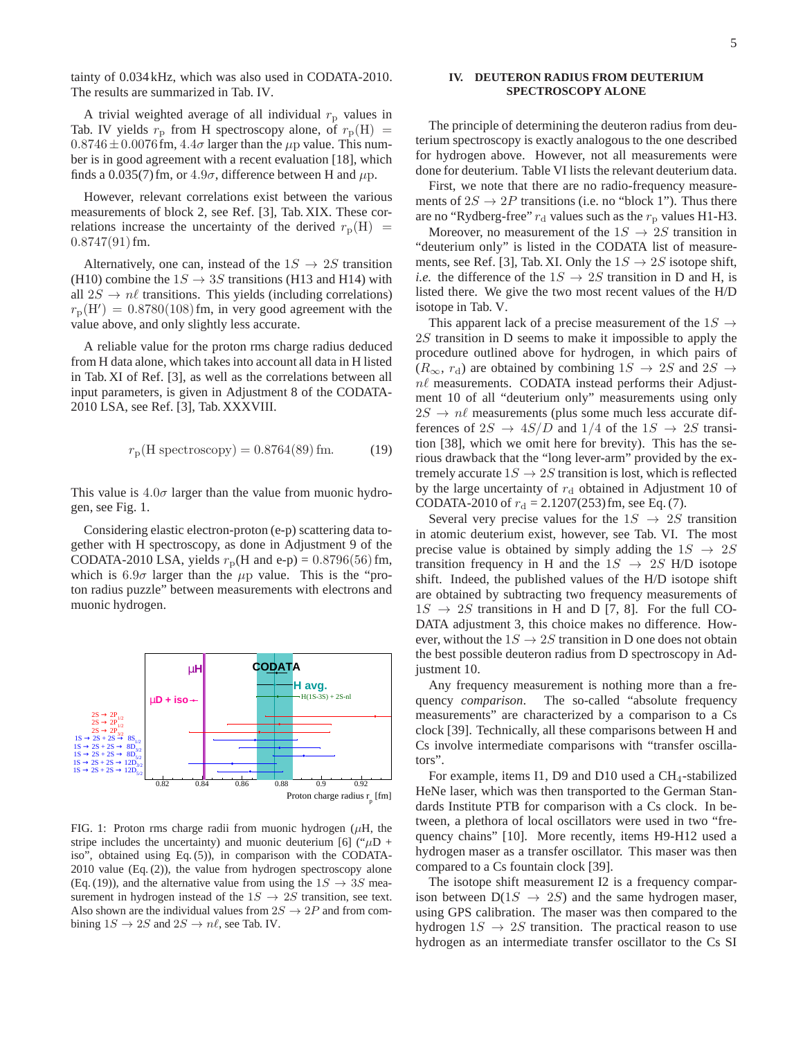tainty of 0.034 kHz, which was also used in CODATA-2010. The results are summarized in Tab. IV.

A trivial weighted average of all individual $r_\mathrm{p}$ values in Tab. IV yields $r_\mathrm{p}$ from H spectroscopy alone, of $r_\mathrm{p}(\mathrm{H}) = 0.8746 \pm 0.0076\,\mathrm{fm}$, $4.4\sigma$ larger than the $\mu$p value. This number is in good agreement with a recent evaluation [18], which finds a 0.035(7) fm, or $4.9\sigma$, difference between H and $\mu$p.

However, relevant correlations exist between the various measurements of block 2, see Ref. [3], Tab. XIX. These correlations increase the uncertainty of the derived $r_\mathrm{p}(\mathrm{H}) = 0.8747(91)\,\mathrm{fm}$.

Alternatively, one can, instead of the $1S \to 2S$ transition (H10) combine the $1S \to 3S$ transitions (H13 and H14) with all $2S \to n\ell$ transitions. This yields (including correlations) $r_\mathrm{p}(\mathrm{H}') = 0.8780(108)\,\mathrm{fm}$, in very good agreement with the value above, and only slightly less accurate.

A reliable value for the proton rms charge radius deduced from H data alone, which takes into account all data in H listed in Tab. XI of Ref. [3], as well as the correlations between all input parameters, is given in Adjustment 8 of the CODATA-2010 LSA, see Ref. [3], Tab. XXXVIII.

$$r_\mathrm{p}(\mathrm{H\ spectroscopy}) = 0.8764(89)\,\mathrm{fm}. \tag{19}$$

This value is $4.0\sigma$ larger than the value from muonic hydrogen, see Fig. 1.

Considering elastic electron-proton (e-p) scattering data together with H spectroscopy, as done in Adjustment 9 of the CODATA-2010 LSA, yields $r_\mathrm{p}$(H and e-p) = $0.8796(56)$ fm, which is $6.9\sigma$ larger than the $\mu$p value. This is the "proton radius puzzle" between measurements with electrons and muonic hydrogen.

FIG. 1: Proton rms charge radii from muonic hydrogen ($\mu$H, the stripe includes the uncertainty) and muonic deuterium [6] ("$\mu$D + iso", obtained using Eq. (5)), in comparison with the CODATA-2010 value (Eq. (2)), the value from hydrogen spectroscopy alone (Eq. (19)), and the alternative value from using the $1S \to 3S$ measurement in hydrogen instead of the $1S \to 2S$ transition, see text. Also shown are the individual values from $2S \to 2P$ and from combining $1S \to 2S$ and $2S \to n\ell$, see Tab. IV.

## IV. DEUTERON RADIUS FROM DEUTERIUM SPECTROSCOPY ALONE

The principle of determining the deuteron radius from deuterium spectroscopy is exactly analogous to the one described for hydrogen above. However, not all measurements were done for deuterium. Table VI lists the relevant deuterium data.

First, we note that there are no radio-frequency measurements of $2S \to 2P$ transitions (i.e. no "block 1"). Thus there are no "Rydberg-free" $r_\mathrm{d}$ values such as the $r_\mathrm{p}$ values H1-H3.

Moreover, no measurement of the $1S \to 2S$ transition in "deuterium only" is listed in the CODATA list of measurements, see Ref. [3], Tab. XI. Only the $1S \to 2S$ isotope shift, *i.e.* the difference of the $1S \to 2S$ transition in D and H, is listed there. We give the two most recent values of the H/D isotope in Tab. V.

This apparent lack of a precise measurement of the $1S \to 2S$ transition in D seems to make it impossible to apply the procedure outlined above for hydrogen, in which pairs of ($R_\infty$, $r_\mathrm{d}$) are obtained by combining $1S \to 2S$ and $2S \to n\ell$ measurements. CODATA instead performs their Adjustment 10 of all "deuterium only" measurements using only $2S \to n\ell$ measurements (plus some much less accurate differences of $2S \to 4S/D$ and $1/4$ of the $1S \to 2S$ transition [38], which we omit here for brevity). This has the serious drawback that the "long lever-arm" provided by the extremely accurate $1S \to 2S$ transition is lost, which is reflected by the large uncertainty of $r_\mathrm{d}$ obtained in Adjustment 10 of CODATA-2010 of $r_\mathrm{d}$ = 2.1207(253) fm, see Eq. (7).

Several very precise values for the $1S \to 2S$ transition in atomic deuterium exist, however, see Tab. VI. The most precise value is obtained by simply adding the $1S \to 2S$ transition frequency in H and the $1S \to 2S$ H/D isotope shift. Indeed, the published values of the H/D isotope shift are obtained by subtracting two frequency measurements of $1S \to 2S$ transitions in H and D [7, 8]. For the full CODATA adjustment 3, this choice makes no difference. However, without the $1S \to 2S$ transition in D one does not obtain the best possible deuteron radius from D spectroscopy in Adjustment 10.

Any frequency measurement is nothing more than a frequency *comparison*. The so-called "absolute frequency measurements" are characterized by a comparison to a Cs clock [39]. Technically, all these comparisons between H and Cs involve intermediate comparisons with "transfer oscillators".

For example, items I1, D9 and D10 used a $CH_4$-stabilized HeNe laser, which was then transported to the German Standards Institute PTB for comparison with a Cs clock. In between, a plethora of local oscillators were used in two "frequency chains" [10]. More recently, items H9-H12 used a hydrogen maser as a transfer oscillator. This maser was then compared to a Cs fountain clock [39].

The isotope shift measurement I2 is a frequency comparison between D($1S \to 2S$) and the same hydrogen maser, using GPS calibration. The maser was then compared to the hydrogen $1S \to 2S$ transition. The practical reason to use hydrogen as an intermediate transfer oscillator to the Cs SI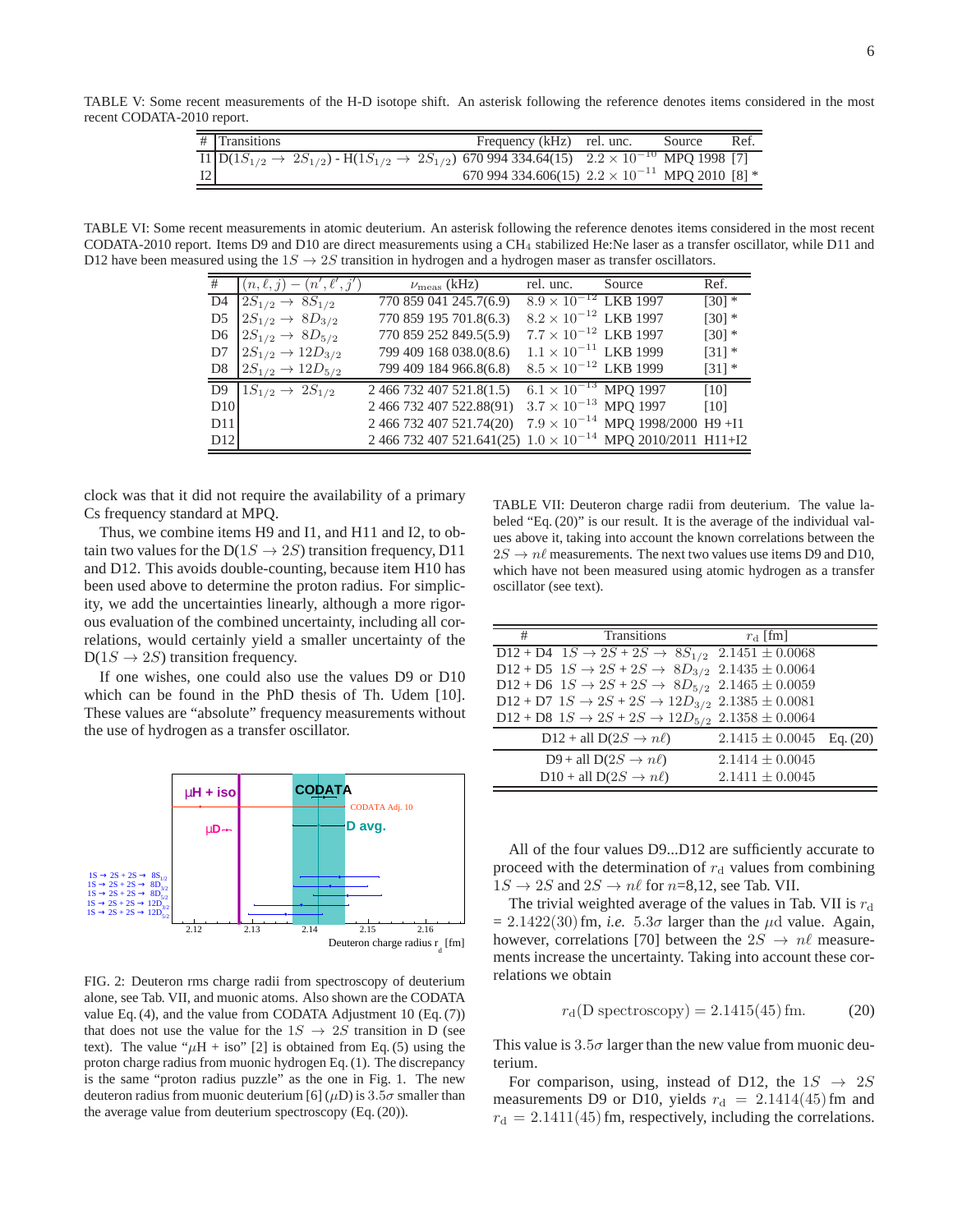TABLE V: Some recent measurements of the H-D isotope shift. An asterisk following the reference denotes items considered in the most recent CODATA-2010 report.

| # | Transitions | Frequency (kHz) | rel. unc. | Source | Ref. |
|---|---|---|---|---|---|
| I1 | D($1S_{1/2} \to 2S_{1/2}$) - H($1S_{1/2} \to 2S_{1/2}$) | 670 994 334.64(15) | $2.2 \times 10^{-10}$ | MPQ 1998 | [7] |
| I2 | | 670 994 334.606(15) | $2.2 \times 10^{-11}$ | MPQ 2010 | [8] * |

TABLE VI: Some recent measurements in atomic deuterium. An asterisk following the reference denotes items considered in the most recent CODATA-2010 report. Items D9 and D10 are direct measurements using a $CH_4$ stabilized He:Ne laser as a transfer oscillator, while D11 and D12 have been measured using the $1S \to 2S$ transition in hydrogen and a hydrogen maser as transfer oscillators.

| # | $(n, \ell, j) - (n', \ell', j')$ | $\nu_{\rm meas}$ (kHz) | rel. unc. | Source | Ref. |
|---|---|---|---|---|---|
| D4 | $2S_{1/2} \to 8S_{1/2}$ | 770 859 041 245.7(6.9) | $8.9 \times 10^{-12}$ | LKB 1997 | [30] * |
| D5 | $2S_{1/2} \to 8D_{3/2}$ | 770 859 195 701.8(6.3) | $8.2 \times 10^{-12}$ | LKB 1997 | [30] * |
| D6 | $2S_{1/2} \to 8D_{5/2}$ | 770 859 252 849.5(5.9) | $7.7 \times 10^{-12}$ | LKB 1997 | [30] * |
| D7 | $2S_{1/2} \to 12D_{3/2}$ | 799 409 168 038.0(8.6) | $1.1 \times 10^{-11}$ | LKB 1999 | [31] * |
| D8 | $2S_{1/2} \to 12D_{5/2}$ | 799 409 184 966.8(6.8) | $8.5 \times 10^{-12}$ | LKB 1999 | [31] * |
| D9 | $1S_{1/2} \to 2S_{1/2}$ | 2 466 732 407 521.8(1.5) | $6.1 \times 10^{-13}$ | MPQ 1997 | [10] |
| D10 | | 2 466 732 407 522.88(91) | $3.7 \times 10^{-13}$ | MPQ 1997 | [10] |
| D11 | | 2 466 732 407 521.74(20) | $7.9 \times 10^{-14}$ | MPQ 1998/2000 | H9 +I1 |
| D12 | | 2 466 732 407 521.641(25) | $1.0 \times 10^{-14}$ | MPQ 2010/2011 | H11+I2 |

clock was that it did not require the availability of a primary Cs frequency standard at MPQ.

Thus, we combine items H9 and I1, and H11 and I2, to obtain two values for the D($1S \to 2S$) transition frequency, D11 and D12. This avoids double-counting, because item H10 has been used above to determine the proton radius. For simplicity, we add the uncertainties linearly, although a more rigorous evaluation of the combined uncertainty, including all correlations, would certainly yield a smaller uncertainty of the D($1S \to 2S$) transition frequency.

If one wishes, one could also use the values D9 or D10 which can be found in the PhD thesis of Th. Udem [10]. These values are "absolute" frequency measurements without the use of hydrogen as a transfer oscillator.

FIG. 2: Deuteron rms charge radii from spectroscopy of deuterium alone, see Tab. VII, and muonic atoms. Also shown are the CODATA value Eq. (4), and the value from CODATA Adjustment 10 (Eq. (7)) that does not use the value for the $1S \to 2S$ transition in D (see text). The value "$\mu$H + iso" [2] is obtained from Eq. (5) using the proton charge radius from muonic hydrogen Eq. (1). The discrepancy is the same "proton radius puzzle" as the one in Fig. 1. The new deuteron radius from muonic deuterium [6] ($\mu$D) is $3.5\sigma$ smaller than the average value from deuterium spectroscopy (Eq. (20)).

TABLE VII: Deuteron charge radii from deuterium. The value labeled "Eq. (20)" is our result. It is the average of the individual values above it, taking into account the known correlations between the $2S \to n\ell$ measurements. The next two values use items D9 and D10, which have not been measured using atomic hydrogen as a transfer oscillator (see text).

| # | Transitions | $r_{\rm d}$ [fm] | |
|---|---|---|---|
| D12 + D4 | $1S \to 2S + 2S \to 8S_{1/2}$ | $2.1451 \pm 0.0068$ | |
| D12 + D5 | $1S \to 2S + 2S \to 8D_{3/2}$ | $2.1435 \pm 0.0064$ | |
| D12 + D6 | $1S \to 2S + 2S \to 8D_{5/2}$ | $2.1465 \pm 0.0059$ | |
| D12 + D7 | $1S \to 2S + 2S \to 12D_{3/2}$ | $2.1385 \pm 0.0081$ | |
| D12 + D8 | $1S \to 2S + 2S \to 12D_{5/2}$ | $2.1358 \pm 0.0064$ | |
| D12 + all D($2S \to n\ell$) | | $2.1415 \pm 0.0045$ | Eq. (20) |
| D9 + all D($2S \to n\ell$) | | $2.1414 \pm 0.0045$ | |
| D10 + all D($2S \to n\ell$) | | $2.1411 \pm 0.0045$ | |

All of the four values D9...D12 are sufficiently accurate to proceed with the determination of $r_{\rm d}$ values from combining $1S \to 2S$ and $2S \to n\ell$ for $n$=8,12, see Tab. VII.

The trivial weighted average of the values in Tab. VII is $r_{\rm d}$ = 2.1422(30) fm, *i.e.* $5.3\sigma$ larger than the $\mu$d value. Again, however, correlations [70] between the $2S \to n\ell$ measurements increase the uncertainty. Taking into account these correlations we obtain

$$r_{\rm d}(\text{D spectroscopy}) = 2.1415(45)\,\text{fm}. \qquad (20)$$

This value is $3.5\sigma$ larger than the new value from muonic deuterium.

For comparison, using, instead of D12, the $1S \to 2S$ measurements D9 or D10, yields $r_{\rm d} = 2.1414(45)$ fm and $r_{\rm d} = 2.1411(45)$ fm, respectively, including the correlations.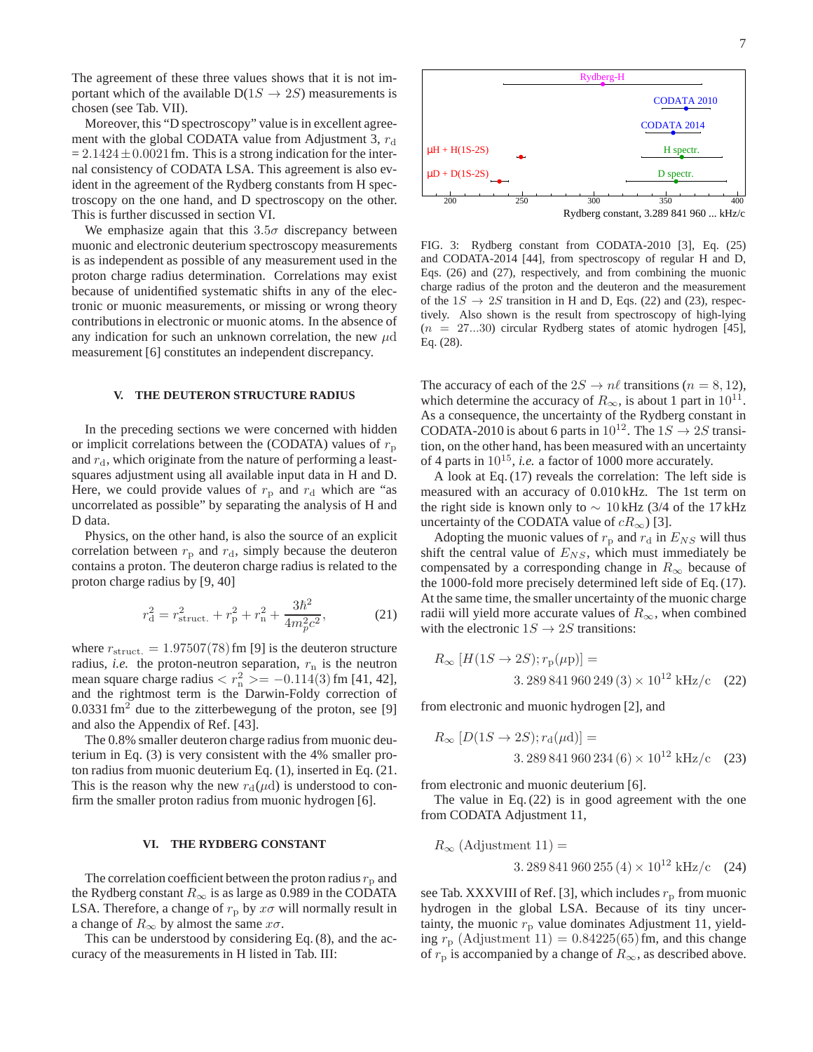The agreement of these three values shows that it is not important which of the available D($1S \to 2S$) measurements is chosen (see Tab. VII).

Moreover, this "D spectroscopy" value is in excellent agreement with the global CODATA value from Adjustment 3, $r_\mathrm{d} = 2.1424 \pm 0.0021$ fm. This is a strong indication for the internal consistency of CODATA LSA. This agreement is also evident in the agreement of the Rydberg constants from H spectroscopy on the one hand, and D spectroscopy on the other. This is further discussed in section VI.

We emphasize again that this $3.5\sigma$ discrepancy between muonic and electronic deuterium spectroscopy measurements is as independent as possible of any measurement used in the proton charge radius determination. Correlations may exist because of unidentified systematic shifts in any of the electronic or muonic measurements, or missing or wrong theory contributions in electronic or muonic atoms. In the absence of any indication for such an unknown correlation, the new $\mu$d measurement [6] constitutes an independent discrepancy.

## V. THE DEUTERON STRUCTURE RADIUS

In the preceding sections we were concerned with hidden or implicit correlations between the (CODATA) values of $r_\mathrm{p}$ and $r_\mathrm{d}$, which originate from the nature of performing a least-squares adjustment using all available input data in H and D. Here, we could provide values of $r_\mathrm{p}$ and $r_\mathrm{d}$ which are "as uncorrelated as possible" by separating the analysis of H and D data.

Physics, on the other hand, is also the source of an explicit correlation between $r_\mathrm{p}$ and $r_\mathrm{d}$, simply because the deuteron contains a proton. The deuteron charge radius is related to the proton charge radius by [9, 40]

$$r_\mathrm{d}^2 = r_\mathrm{struct.}^2 + r_\mathrm{p}^2 + r_\mathrm{n}^2 + \frac{3\hbar^2}{4m_p^2c^2}, \tag{21}$$

where $r_\mathrm{struct.} = 1.97507(78)$ fm [9] is the deuteron structure radius, *i.e.* the proton-neutron separation, $r_\mathrm{n}$ is the neutron mean square charge radius $< r_\mathrm{n}^2 >= -0.114(3)$ fm [41, 42], and the rightmost term is the Darwin-Foldy correction of 0.0331 fm$^2$ due to the zitterbewegung of the proton, see [9] and also the Appendix of Ref. [43].

The 0.8% smaller deuteron charge radius from muonic deuterium in Eq. (3) is very consistent with the 4% smaller proton radius from muonic deuterium Eq. (1), inserted in Eq. (21. This is the reason why the new $r_\mathrm{d}(\mu\mathrm{d})$ is understood to confirm the smaller proton radius from muonic hydrogen [6].

## VI. THE RYDBERG CONSTANT

The correlation coefficient between the proton radius $r_\mathrm{p}$ and the Rydberg constant $R_\infty$ is as large as 0.989 in the CODATA LSA. Therefore, a change of $r_\mathrm{p}$ by $x\sigma$ will normally result in a change of $R_\infty$ by almost the same $x\sigma$.

This can be understood by considering Eq. (8), and the accuracy of the measurements in H listed in Tab. III:

FIG. 3: Rydberg constant from CODATA-2010 [3], Eq. (25) and CODATA-2014 [44], from spectroscopy of regular H and D, Eqs. (26) and (27), respectively, and from combining the muonic charge radius of the proton and the deuteron and the measurement of the $1S \to 2S$ transition in H and D, Eqs. (22) and (23), respectively. Also shown is the result from spectroscopy of high-lying ($n = 27...30$) circular Rydberg states of atomic hydrogen [45], Eq. (28).

The accuracy of each of the $2S \to n\ell$ transitions ($n = 8, 12$), which determine the accuracy of $R_\infty$, is about 1 part in $10^{11}$. As a consequence, the uncertainty of the Rydberg constant in CODATA-2010 is about 6 parts in $10^{12}$. The $1S \to 2S$ transition, on the other hand, has been measured with an uncertainty of 4 parts in $10^{15}$, *i.e.* a factor of 1000 more accurately.

A look at Eq. (17) reveals the correlation: The left side is measured with an accuracy of 0.010 kHz. The 1st term on the right side is known only to $\sim 10$ kHz (3/4 of the 17 kHz uncertainty of the CODATA value of $cR_\infty$) [3].

Adopting the muonic values of $r_\mathrm{p}$ and $r_\mathrm{d}$ in $E_{NS}$ will thus shift the central value of $E_{NS}$, which must immediately be compensated by a corresponding change in $R_\infty$ because of the 1000-fold more precisely determined left side of Eq. (17). At the same time, the smaller uncertainty of the muonic charge radii will yield more accurate values of $R_\infty$, when combined with the electronic $1S \to 2S$ transitions:

$$R_\infty\,[H(1S \to 2S); r_\mathrm{p}(\mu\mathrm{p})] = 3.289\,841\,960\,249\,(3) \times 10^{12}\ \mathrm{kHz/c} \tag{22}$$

from electronic and muonic hydrogen [2], and

$$R_\infty\,[D(1S \to 2S); r_\mathrm{d}(\mu\mathrm{d})] = 3.289\,841\,960\,234\,(6) \times 10^{12}\ \mathrm{kHz/c} \tag{23}$$

from electronic and muonic deuterium [6].

The value in Eq. (22) is in good agreement with the one from CODATA Adjustment 11,

$$R_\infty\,(\mathrm{Adjustment}\ 11) = 3.289\,841\,960\,255\,(4) \times 10^{12}\ \mathrm{kHz/c} \tag{24}$$

see Tab. XXXVIII of Ref. [3], which includes $r_\mathrm{p}$ from muonic hydrogen in the global LSA. Because of its tiny uncertainty, the muonic $r_\mathrm{p}$ value dominates Adjustment 11, yielding $r_\mathrm{p}\,(\mathrm{Adjustment}\ 11) = 0.84225(65)$ fm, and this change of $r_\mathrm{p}$ is accompanied by a change of $R_\infty$, as described above.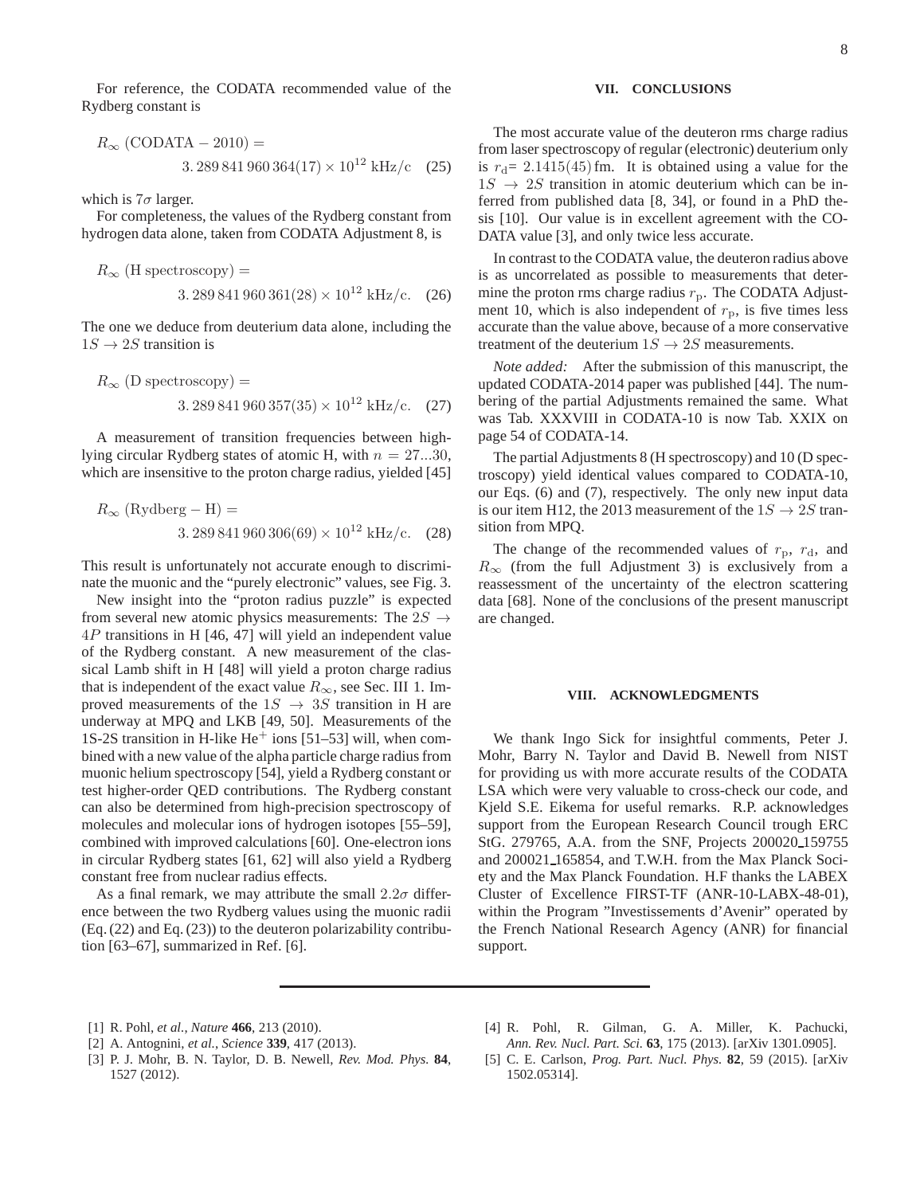For reference, the CODATA recommended value of the Rydberg constant is

$$R_\infty\ (\mathrm{CODATA-2010}) = 3.289\,841\,960\,364(17)\times 10^{12}\ \mathrm{kHz/c} \quad (25)$$

which is $7\sigma$ larger.

For completeness, the values of the Rydberg constant from hydrogen data alone, taken from CODATA Adjustment 8, is

$$R_\infty\ (\mathrm{H\ spectroscopy}) = 3.289\,841\,960\,361(28)\times 10^{12}\ \mathrm{kHz/c}. \quad (26)$$

The one we deduce from deuterium data alone, including the $1S \to 2S$ transition is

$$R_\infty\ (\mathrm{D\ spectroscopy}) = 3.289\,841\,960\,357(35)\times 10^{12}\ \mathrm{kHz/c}. \quad (27)$$

A measurement of transition frequencies between high-lying circular Rydberg states of atomic H, with $n = 27...30$, which are insensitive to the proton charge radius, yielded [45]

$$R_\infty\ (\mathrm{Rydberg-H}) = 3.289\,841\,960\,306(69)\times 10^{12}\ \mathrm{kHz/c}. \quad (28)$$

This result is unfortunately not accurate enough to discriminate the muonic and the "purely electronic" values, see Fig. 3.

New insight into the "proton radius puzzle" is expected from several new atomic physics measurements: The $2S \to 4P$ transitions in H [46, 47] will yield an independent value of the Rydberg constant. A new measurement of the classical Lamb shift in H [48] will yield a proton charge radius that is independent of the exact value $R_\infty$, see Sec. III 1. Improved measurements of the $1S \to 3S$ transition in H are underway at MPQ and LKB [49, 50]. Measurements of the 1S-2S transition in H-like $He^+$ ions [51–53] will, when combined with a new value of the alpha particle charge radius from muonic helium spectroscopy [54], yield a Rydberg constant or test higher-order QED contributions. The Rydberg constant can also be determined from high-precision spectroscopy of molecules and molecular ions of hydrogen isotopes [55–59], combined with improved calculations [60]. One-electron ions in circular Rydberg states [61, 62] will also yield a Rydberg constant free from nuclear radius effects.

As a final remark, we may attribute the small $2.2\sigma$ difference between the two Rydberg values using the muonic radii (Eq. (22) and Eq. (23)) to the deuteron polarizability contribution [63–67], summarized in Ref. [6].

## VII. CONCLUSIONS

The most accurate value of the deuteron rms charge radius from laser spectroscopy of regular (electronic) deuterium only is $r_\mathrm{d} = 2.1415(45)$ fm. It is obtained using a value for the $1S \to 2S$ transition in atomic deuterium which can be inferred from published data [8, 34], or found in a PhD thesis [10]. Our value is in excellent agreement with the CODATA value [3], and only twice less accurate.

In contrast to the CODATA value, the deuteron radius above is as uncorrelated as possible to measurements that determine the proton rms charge radius $r_\mathrm{p}$. The CODATA Adjustment 10, which is also independent of $r_\mathrm{p}$, is five times less accurate than the value above, because of a more conservative treatment of the deuterium $1S \to 2S$ measurements.

*Note added:* After the submission of this manuscript, the updated CODATA-2014 paper was published [44]. The numbering of the partial Adjustments remained the same. What was Tab. XXXVIII in CODATA-10 is now Tab. XXIX on page 54 of CODATA-14.

The partial Adjustments 8 (H spectroscopy) and 10 (D spectroscopy) yield identical values compared to CODATA-10, our Eqs. (6) and (7), respectively. The only new input data is our item H12, the 2013 measurement of the $1S \to 2S$ transition from MPQ.

The change of the recommended values of $r_\mathrm{p}$, $r_\mathrm{d}$, and $R_\infty$ (from the full Adjustment 3) is exclusively from a reassessment of the uncertainty of the electron scattering data [68]. None of the conclusions of the present manuscript are changed.

## VIII. ACKNOWLEDGMENTS

We thank Ingo Sick for insightful comments, Peter J. Mohr, Barry N. Taylor and David B. Newell from NIST for providing us with more accurate results of the CODATA LSA which were very valuable to cross-check our code, and Kjeld S.E. Eikema for useful remarks. R.P. acknowledges support from the European Research Council trough ERC StG. 279765, A.A. from the SNF, Projects 200020_159755 and 200021_165854, and T.W.H. from the Max Planck Society and the Max Planck Foundation. H.F thanks the LABEX Cluster of Excellence FIRST-TF (ANR-10-LABX-48-01), within the Program "Investissements d'Avenir" operated by the French National Research Agency (ANR) for financial support.

---

[1] R. Pohl, *et al.*, *Nature* **466**, 213 (2010).

[2] A. Antognini, *et al.*, *Science* **339**, 417 (2013).

[3] P. J. Mohr, B. N. Taylor, D. B. Newell, *Rev. Mod. Phys.* **84**, 1527 (2012).

[4] R. Pohl, R. Gilman, G. A. Miller, K. Pachucki, *Ann. Rev. Nucl. Part. Sci.* **63**, 175 (2013). [arXiv 1301.0905].

[5] C. E. Carlson, *Prog. Part. Nucl. Phys.* **82**, 59 (2015). [arXiv 1502.05314].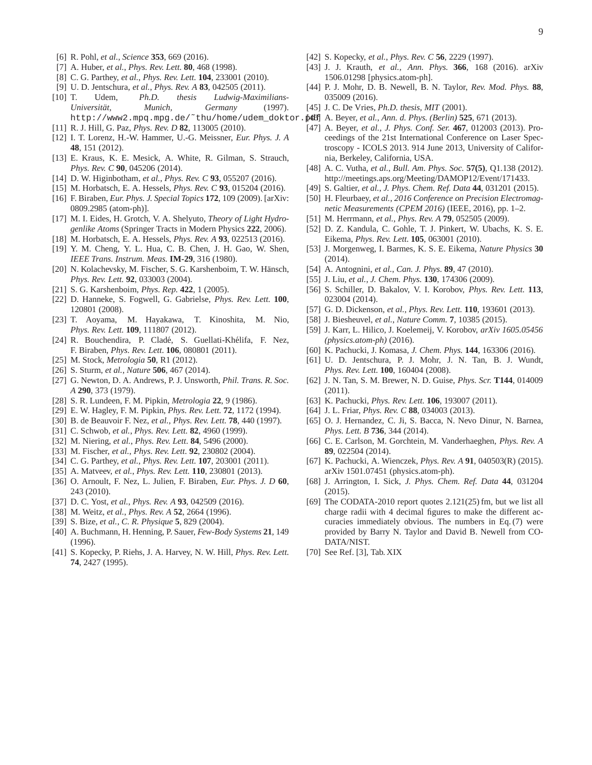[6] R. Pohl, *et al.*, *Science* **353**, 669 (2016).
[7] A. Huber, *et al.*, *Phys. Rev. Lett.* **80**, 468 (1998).
[8] C. G. Parthey, *et al.*, *Phys. Rev. Lett.* **104**, 233001 (2010).
[9] U. D. Jentschura, *et al.*, *Phys. Rev. A* **83**, 042505 (2011).
[10] T. Udem, *Ph.D. thesis Ludwig-Maximilians-Universität, Munich, Germany* (1997). http://www2.mpq.mpg.de/~thu/home/udem_doktor.pdf
[11] R. J. Hill, G. Paz, *Phys. Rev. D* **82**, 113005 (2010).
[12] I. T. Lorenz, H.-W. Hammer, U.-G. Meissner, *Eur. Phys. J. A* **48**, 151 (2012).
[13] E. Kraus, K. E. Mesick, A. White, R. Gilman, S. Strauch, *Phys. Rev. C* **90**, 045206 (2014).
[14] D. W. Higinbotham, *et al.*, *Phys. Rev. C* **93**, 055207 (2016).
[15] M. Horbatsch, E. A. Hessels, *Phys. Rev. C* **93**, 015204 (2016).
[16] F. Biraben, *Eur. Phys. J. Special Topics* **172**, 109 (2009). [arXiv: 0809.2985 (atom-ph)].
[17] M. I. Eides, H. Grotch, V. A. Shelyuto, *Theory of Light Hydrogenlike Atoms* (Springer Tracts in Modern Physics **222**, 2006).
[18] M. Horbatsch, E. A. Hessels, *Phys. Rev. A* **93**, 022513 (2016).
[19] Y. M. Cheng, Y. L. Hua, C. B. Chen, J. H. Gao, W. Shen, *IEEE Trans. Instrum. Meas.* **IM-29**, 316 (1980).
[20] N. Kolachevsky, M. Fischer, S. G. Karshenboim, T. W. Hänsch, *Phys. Rev. Lett.* **92**, 033003 (2004).
[21] S. G. Karshenboim, *Phys. Rep.* **422**, 1 (2005).
[22] D. Hanneke, S. Fogwell, G. Gabrielse, *Phys. Rev. Lett.* **100**, 120801 (2008).
[23] T. Aoyama, M. Hayakawa, T. Kinoshita, M. Nio, *Phys. Rev. Lett.* **109**, 111807 (2012).
[24] R. Bouchendira, P. Cladé, S. Guellati-Khélifa, F. Nez, F. Biraben, *Phys. Rev. Lett.* **106**, 080801 (2011).
[25] M. Stock, *Metrologia* **50**, R1 (2012).
[26] S. Sturm, *et al.*, *Nature* **506**, 467 (2014).
[27] G. Newton, D. A. Andrews, P. J. Unsworth, *Phil. Trans. R. Soc. A* **290**, 373 (1979).
[28] S. R. Lundeen, F. M. Pipkin, *Metrologia* **22**, 9 (1986).
[29] E. W. Hagley, F. M. Pipkin, *Phys. Rev. Lett.* **72**, 1172 (1994).
[30] B. de Beauvoir F. Nez, *et al.*, *Phys. Rev. Lett.* **78**, 440 (1997).
[31] C. Schwob, *et al.*, *Phys. Rev. Lett.* **82**, 4960 (1999).
[32] M. Niering, *et al.*, *Phys. Rev. Lett.* **84**, 5496 (2000).
[33] M. Fischer, *et al.*, *Phys. Rev. Lett.* **92**, 230802 (2004).
[34] C. G. Parthey, *et al.*, *Phys. Rev. Lett.* **107**, 203001 (2011).
[35] A. Matveev, *et al.*, *Phys. Rev. Lett.* **110**, 230801 (2013).
[36] O. Arnoult, F. Nez, L. Julien, F. Biraben, *Eur. Phys. J. D* **60**, 243 (2010).
[37] D. C. Yost, *et al.*, *Phys. Rev. A* **93**, 042509 (2016).
[38] M. Weitz, *et al.*, *Phys. Rev. A* **52**, 2664 (1996).
[39] S. Bize, *et al.*, *C. R. Physique* **5**, 829 (2004).
[40] A. Buchmann, H. Henning, P. Sauer, *Few-Body Systems* **21**, 149 (1996).
[41] S. Kopecky, P. Riehs, J. A. Harvey, N. W. Hill, *Phys. Rev. Lett.* **74**, 2427 (1995).
[42] S. Kopecky, *et al.*, *Phys. Rev. C* **56**, 2229 (1997).
[43] J. J. Krauth, *et al.*, *Ann. Phys.* **366**, 168 (2016). arXiv 1506.01298 [physics.atom-ph].
[44] P. J. Mohr, D. B. Newell, B. N. Taylor, *Rev. Mod. Phys.* **88**, 035009 (2016).
[45] J. C. De Vries, *Ph.D. thesis, MIT* (2001).
[46] A. Beyer, *et al.*, *Ann. d. Phys. (Berlin)* **525**, 671 (2013).
[47] A. Beyer, *et al.*, *J. Phys. Conf. Ser.* **467**, 012003 (2013). Proceedings of the 21st International Conference on Laser Spectroscopy - ICOLS 2013. 914 June 2013, University of California, Berkeley, California, USA.
[48] A. C. Vutha, *et al.*, *Bull. Am. Phys. Soc.* **57(5)**, Q1.138 (2012). http://meetings.aps.org/Meeting/DAMOP12/Event/171433.
[49] S. Galtier, *et al.*, *J. Phys. Chem. Ref. Data* **44**, 031201 (2015).
[50] H. Fleurbaey, *et al.*, *2016 Conference on Precision Electromagnetic Measurements (CPEM 2016)* (IEEE, 2016), pp. 1–2.
[51] M. Herrmann, *et al.*, *Phys. Rev. A* **79**, 052505 (2009).
[52] D. Z. Kandula, C. Gohle, T. J. Pinkert, W. Ubachs, K. S. E. Eikema, *Phys. Rev. Lett.* **105**, 063001 (2010).
[53] J. Morgenweg, I. Barmes, K. S. E. Eikema, *Nature Physics* **30** (2014).
[54] A. Antognini, *et al.*, *Can. J. Phys.* **89**, 47 (2010).
[55] J. Liu, *et al.*, *J. Chem. Phys.* **130**, 174306 (2009).
[56] S. Schiller, D. Bakalov, V. I. Korobov, *Phys. Rev. Lett.* **113**, 023004 (2014).
[57] G. D. Dickenson, *et al.*, *Phys. Rev. Lett.* **110**, 193601 (2013).
[58] J. Biesheuvel, *et al.*, *Nature Comm.* **7**, 10385 (2015).
[59] J. Karr, L. Hilico, J. Koelemeij, V. Korobov, *arXiv 1605.05456 (physics.atom-ph)* (2016).
[60] K. Pachucki, J. Komasa, *J. Chem. Phys.* **144**, 163306 (2016).
[61] U. D. Jentschura, P. J. Mohr, J. N. Tan, B. J. Wundt, *Phys. Rev. Lett.* **100**, 160404 (2008).
[62] J. N. Tan, S. M. Brewer, N. D. Guise, *Phys. Scr.* **T144**, 014009 (2011).
[63] K. Pachucki, *Phys. Rev. Lett.* **106**, 193007 (2011).
[64] J. L. Friar, *Phys. Rev. C* **88**, 034003 (2013).
[65] O. J. Hernandez, C. Ji, S. Bacca, N. Nevo Dinur, N. Barnea, *Phys. Lett. B* **736**, 344 (2014).
[66] C. E. Carlson, M. Gorchtein, M. Vanderhaeghen, *Phys. Rev. A* **89**, 022504 (2014).
[67] K. Pachucki, A. Wienczek, *Phys. Rev. A* **91**, 040503(R) (2015). arXiv 1501.07451 (physics.atom-ph).
[68] J. Arrington, I. Sick, *J. Phys. Chem. Ref. Data* **44**, 031204 (2015).
[69] The CODATA-2010 report quotes 2.121(25) fm, but we list all charge radii with 4 decimal figures to make the different accuracies immediately obvious. The numbers in Eq. (7) were provided by Barry N. Taylor and David B. Newell from CODATA/NIST.
[70] See Ref. [3], Tab. XIX